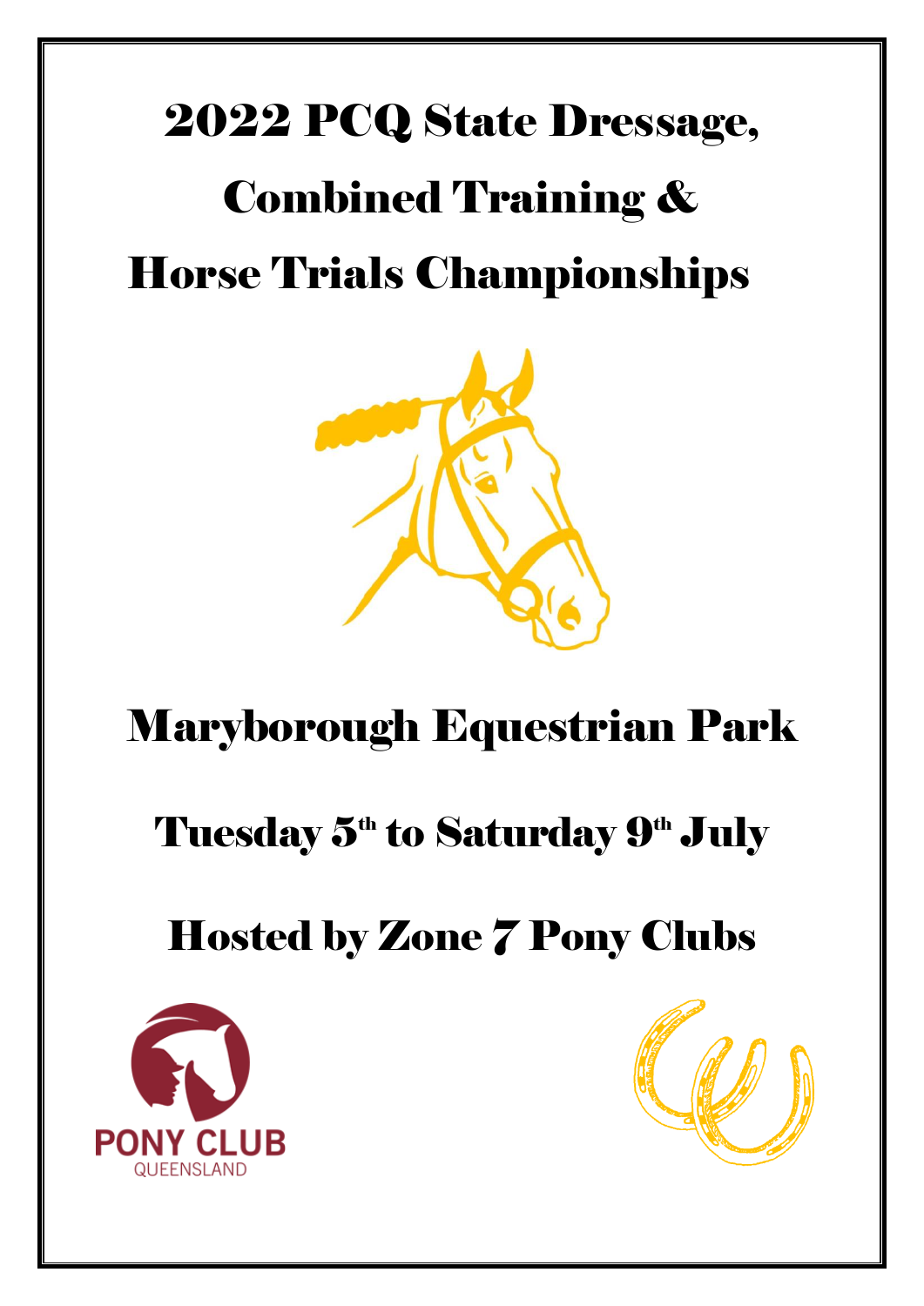# 2022 PCQ State Dressage, Combined Training & Horse Trials Championships

## Maryborough Equestrian Park

## Tuesday 5th to Saturday 9th July

## Hosted by Zone 7 Pony Clubs

PONY CLUB
QUEENSLAND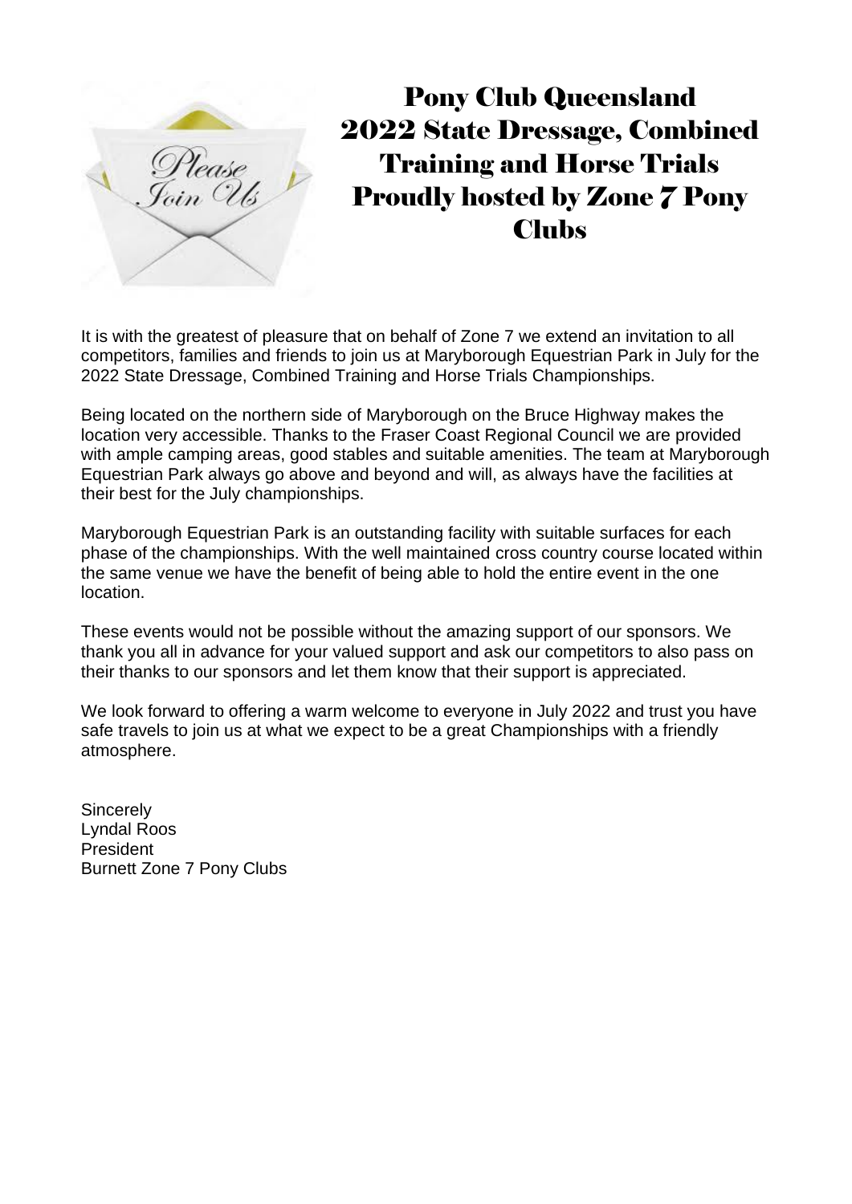# Pony Club Queensland 2022 State Dressage, Combined Training and Horse Trials Proudly hosted by Zone 7 Pony Clubs

It is with the greatest of pleasure that on behalf of Zone 7 we extend an invitation to all competitors, families and friends to join us at Maryborough Equestrian Park in July for the 2022 State Dressage, Combined Training and Horse Trials Championships.

Being located on the northern side of Maryborough on the Bruce Highway makes the location very accessible. Thanks to the Fraser Coast Regional Council we are provided with ample camping areas, good stables and suitable amenities. The team at Maryborough Equestrian Park always go above and beyond and will, as always have the facilities at their best for the July championships.

Maryborough Equestrian Park is an outstanding facility with suitable surfaces for each phase of the championships. With the well maintained cross country course located within the same venue we have the benefit of being able to hold the entire event in the one location.

These events would not be possible without the amazing support of our sponsors. We thank you all in advance for your valued support and ask our competitors to also pass on their thanks to our sponsors and let them know that their support is appreciated.

We look forward to offering a warm welcome to everyone in July 2022 and trust you have safe travels to join us at what we expect to be a great Championships with a friendly atmosphere.

Sincerely
Lyndal Roos
President
Burnett Zone 7 Pony Clubs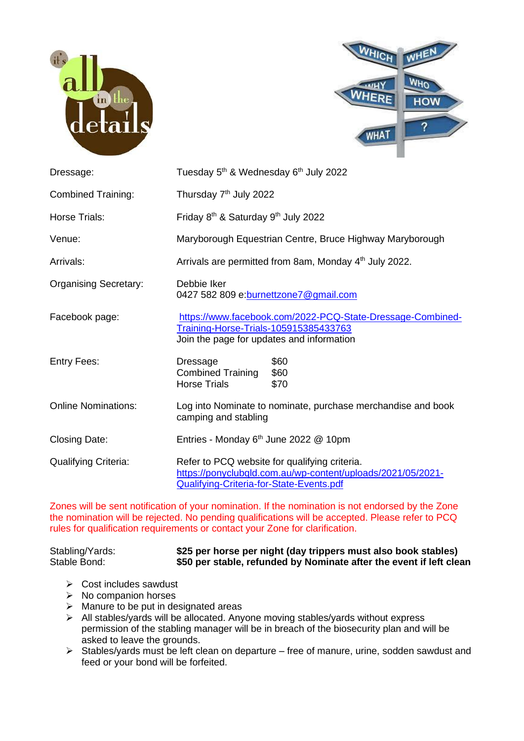| | |
|---|---|
| Dressage: | Tuesday 5th & Wednesday 6th July 2022 |
| Combined Training: | Thursday 7th July 2022 |
| Horse Trials: | Friday 8th & Saturday 9th July 2022 |
| Venue: | Maryborough Equestrian Centre, Bruce Highway Maryborough |
| Arrivals: | Arrivals are permitted from 8am, Monday 4th July 2022. |
| Organising Secretary: | Debbie Iker<br>0427 582 809 e:burnettzone7@gmail.com |
| Facebook page: | https://www.facebook.com/2022-PCQ-State-Dressage-Combined-Training-Horse-Trials-105915385433763<br>Join the page for updates and information |
| Entry Fees: | Dressage $60<br>Combined Training $60<br>Horse Trials $70 |
| Online Nominations: | Log into Nominate to nominate, purchase merchandise and book camping and stabling |
| Closing Date: | Entries - Monday 6th June 2022 @ 10pm |
| Qualifying Criteria: | Refer to PCQ website for qualifying criteria.<br>https://ponyclubqld.com.au/wp-content/uploads/2021/05/2021-Qualifying-Criteria-for-State-Events.pdf |

Zones will be sent notification of your nomination. If the nomination is not endorsed by the Zone the nomination will be rejected. No pending qualifications will be accepted. Please refer to PCQ rules for qualification requirements or contact your Zone for clarification.

| | |
|---|---|
| Stabling/Yards: | **$25 per horse per night (day trippers must also book stables)** |
| Stable Bond: | **$50 per stable, refunded by Nominate after the event if left clean** |

- Cost includes sawdust
- No companion horses
- Manure to be put in designated areas
- All stables/yards will be allocated. Anyone moving stables/yards without express permission of the stabling manager will be in breach of the biosecurity plan and will be asked to leave the grounds.
- Stables/yards must be left clean on departure – free of manure, urine, sodden sawdust and feed or your bond will be forfeited.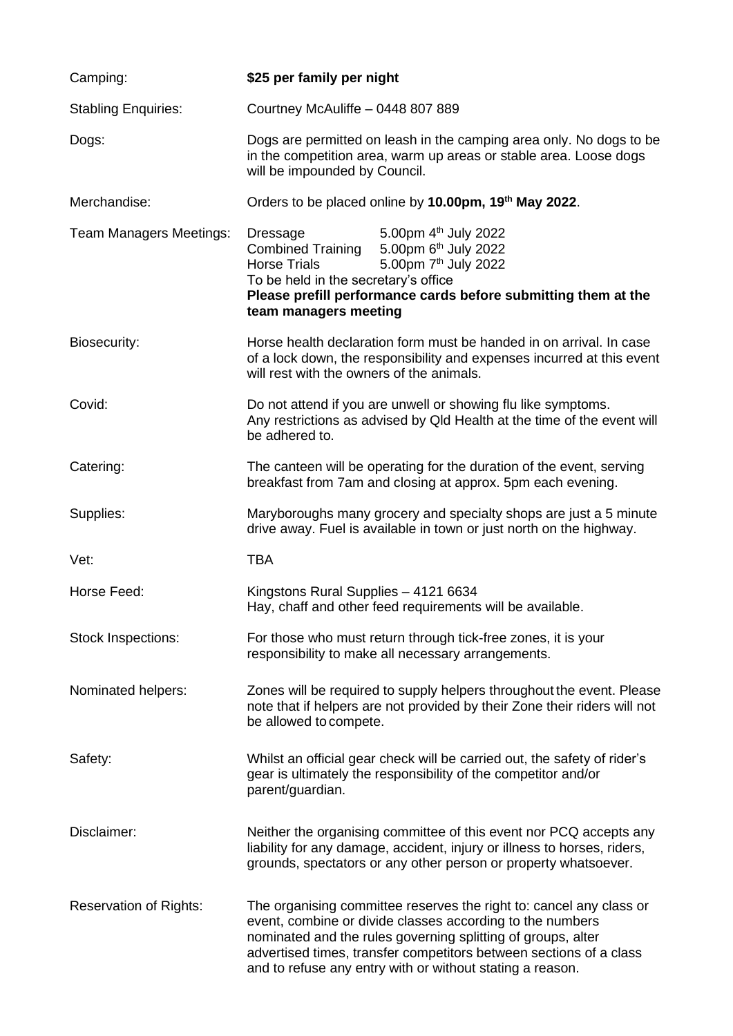| | |
|---|---|
| Camping: | **$25 per family per night** |
| Stabling Enquiries: | Courtney McAuliffe – 0448 807 889 |
| Dogs: | Dogs are permitted on leash in the camping area only. No dogs to be in the competition area, warm up areas or stable area. Loose dogs will be impounded by Council. |
| Merchandise: | Orders to be placed online by **10.00pm, 19th May 2022**. |
| Team Managers Meetings: | Dressage 5.00pm 4th July 2022<br>Combined Training 5.00pm 6th July 2022<br>Horse Trials 5.00pm 7th July 2022<br>To be held in the secretary's office<br>**Please prefill performance cards before submitting them at the team managers meeting** |
| Biosecurity: | Horse health declaration form must be handed in on arrival. In case of a lock down, the responsibility and expenses incurred at this event will rest with the owners of the animals. |
| Covid: | Do not attend if you are unwell or showing flu like symptoms.<br>Any restrictions as advised by Qld Health at the time of the event will be adhered to. |
| Catering: | The canteen will be operating for the duration of the event, serving breakfast from 7am and closing at approx. 5pm each evening. |
| Supplies: | Maryboroughs many grocery and specialty shops are just a 5 minute drive away. Fuel is available in town or just north on the highway. |
| Vet: | TBA |
| Horse Feed: | Kingstons Rural Supplies – 4121 6634<br>Hay, chaff and other feed requirements will be available. |
| Stock Inspections: | For those who must return through tick-free zones, it is your responsibility to make all necessary arrangements. |
| Nominated helpers: | Zones will be required to supply helpers throughout the event. Please note that if helpers are not provided by their Zone their riders will not be allowed to compete. |
| Safety: | Whilst an official gear check will be carried out, the safety of rider's gear is ultimately the responsibility of the competitor and/or parent/guardian. |
| Disclaimer: | Neither the organising committee of this event nor PCQ accepts any liability for any damage, accident, injury or illness to horses, riders, grounds, spectators or any other person or property whatsoever. |
| Reservation of Rights: | The organising committee reserves the right to: cancel any class or event, combine or divide classes according to the numbers nominated and the rules governing splitting of groups, alter advertised times, transfer competitors between sections of a class and to refuse any entry with or without stating a reason. |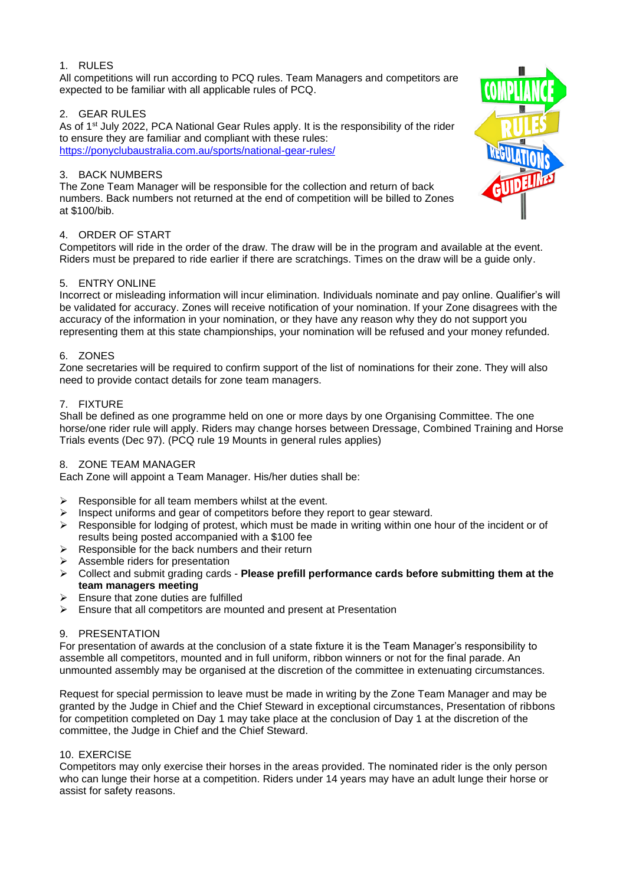## 1. RULES

All competitions will run according to PCQ rules. Team Managers and competitors are expected to be familiar with all applicable rules of PCQ.

## 2. GEAR RULES

As of 1st July 2022, PCA National Gear Rules apply. It is the responsibility of the rider to ensure they are familiar and compliant with these rules: https://ponyclubaustralia.com.au/sports/national-gear-rules/

## 3. BACK NUMBERS

The Zone Team Manager will be responsible for the collection and return of back numbers. Back numbers not returned at the end of competition will be billed to Zones at $100/bib.

## 4. ORDER OF START

Competitors will ride in the order of the draw. The draw will be in the program and available at the event. Riders must be prepared to ride earlier if there are scratchings. Times on the draw will be a guide only.

## 5. ENTRY ONLINE

Incorrect or misleading information will incur elimination. Individuals nominate and pay online. Qualifier's will be validated for accuracy. Zones will receive notification of your nomination. If your Zone disagrees with the accuracy of the information in your nomination, or they have any reason why they do not support you representing them at this state championships, your nomination will be refused and your money refunded.

## 6. ZONES

Zone secretaries will be required to confirm support of the list of nominations for their zone. They will also need to provide contact details for zone team managers.

## 7. FIXTURE

Shall be defined as one programme held on one or more days by one Organising Committee. The one horse/one rider rule will apply. Riders may change horses between Dressage, Combined Training and Horse Trials events (Dec 97). (PCQ rule 19 Mounts in general rules applies)

## 8. ZONE TEAM MANAGER

Each Zone will appoint a Team Manager. His/her duties shall be:

- Responsible for all team members whilst at the event.
- Inspect uniforms and gear of competitors before they report to gear steward.
- Responsible for lodging of protest, which must be made in writing within one hour of the incident or of results being posted accompanied with a $100 fee
- Responsible for the back numbers and their return
- Assemble riders for presentation
- Collect and submit grading cards - **Please prefill performance cards before submitting them at the team managers meeting**
- Ensure that zone duties are fulfilled
- Ensure that all competitors are mounted and present at Presentation

## 9. PRESENTATION

For presentation of awards at the conclusion of a state fixture it is the Team Manager's responsibility to assemble all competitors, mounted and in full uniform, ribbon winners or not for the final parade. An unmounted assembly may be organised at the discretion of the committee in extenuating circumstances.

Request for special permission to leave must be made in writing by the Zone Team Manager and may be granted by the Judge in Chief and the Chief Steward in exceptional circumstances, Presentation of ribbons for competition completed on Day 1 may take place at the conclusion of Day 1 at the discretion of the committee, the Judge in Chief and the Chief Steward.

## 10. EXERCISE

Competitors may only exercise their horses in the areas provided. The nominated rider is the only person who can lunge their horse at a competition. Riders under 14 years may have an adult lunge their horse or assist for safety reasons.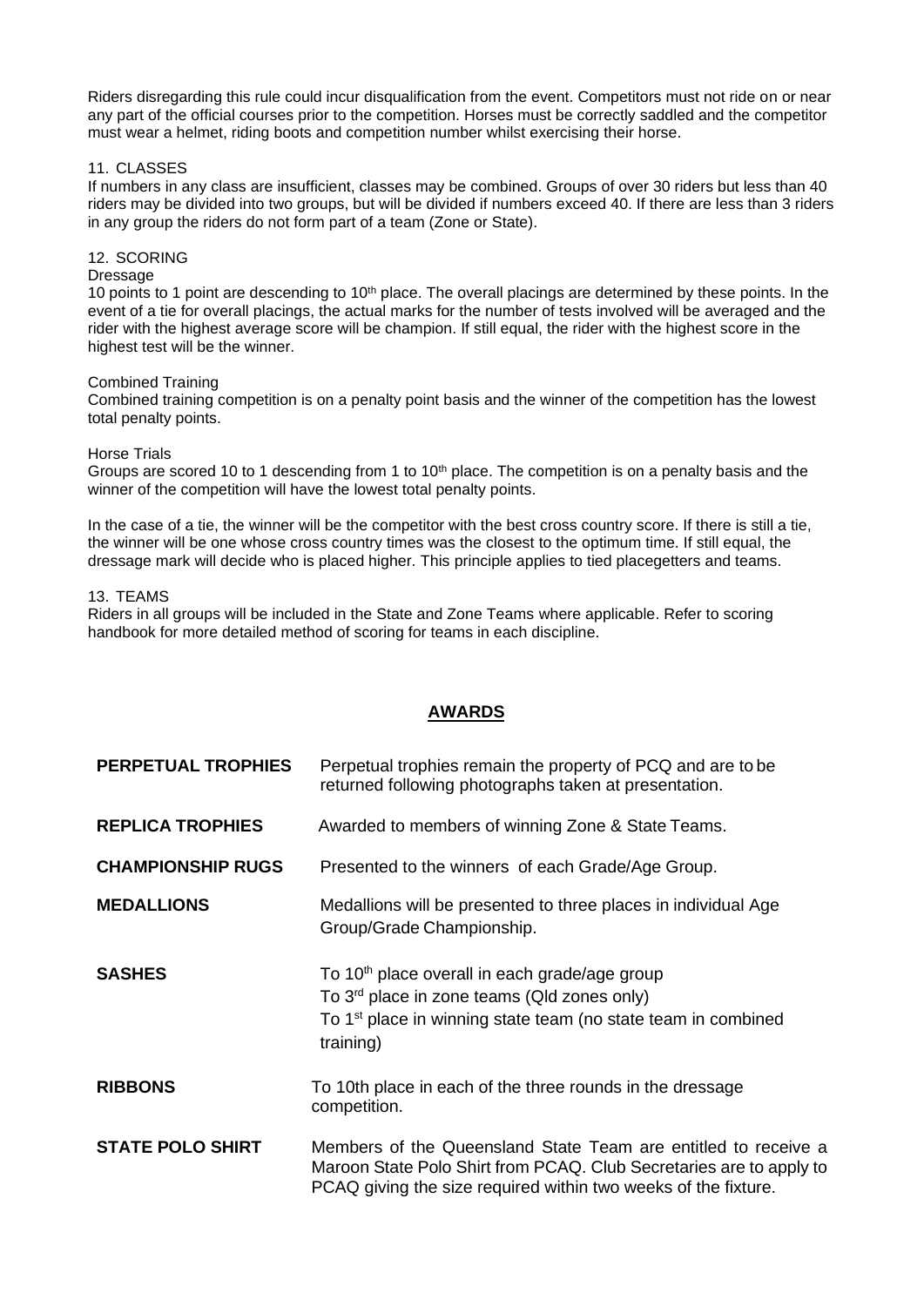Riders disregarding this rule could incur disqualification from the event. Competitors must not ride on or near any part of the official courses prior to the competition. Horses must be correctly saddled and the competitor must wear a helmet, riding boots and competition number whilst exercising their horse.

### 11. CLASSES

If numbers in any class are insufficient, classes may be combined. Groups of over 30 riders but less than 40 riders may be divided into two groups, but will be divided if numbers exceed 40. If there are less than 3 riders in any group the riders do not form part of a team (Zone or State).

### 12. SCORING

Dressage

10 points to 1 point are descending to 10th place. The overall placings are determined by these points. In the event of a tie for overall placings, the actual marks for the number of tests involved will be averaged and the rider with the highest average score will be champion. If still equal, the rider with the highest score in the highest test will be the winner.

Combined Training

Combined training competition is on a penalty point basis and the winner of the competition has the lowest total penalty points.

Horse Trials

Groups are scored 10 to 1 descending from 1 to 10th place. The competition is on a penalty basis and the winner of the competition will have the lowest total penalty points.

In the case of a tie, the winner will be the competitor with the best cross country score. If there is still a tie, the winner will be one whose cross country times was the closest to the optimum time. If still equal, the dressage mark will decide who is placed higher. This principle applies to tied placegetters and teams.

### 13. TEAMS

Riders in all groups will be included in the State and Zone Teams where applicable. Refer to scoring handbook for more detailed method of scoring for teams in each discipline.

## AWARDS

**PERPETUAL TROPHIES** Perpetual trophies remain the property of PCQ and are to be returned following photographs taken at presentation.

**REPLICA TROPHIES** Awarded to members of winning Zone & State Teams.

**CHAMPIONSHIP RUGS** Presented to the winners of each Grade/Age Group.

**MEDALLIONS** Medallions will be presented to three places in individual Age Group/Grade Championship.

**SASHES**
To 10th place overall in each grade/age group
To 3rd place in zone teams (Qld zones only)
To 1st place in winning state team (no state team in combined training)

**RIBBONS** To 10th place in each of the three rounds in the dressage competition.

**STATE POLO SHIRT** Members of the Queensland State Team are entitled to receive a Maroon State Polo Shirt from PCAQ. Club Secretaries are to apply to PCAQ giving the size required within two weeks of the fixture.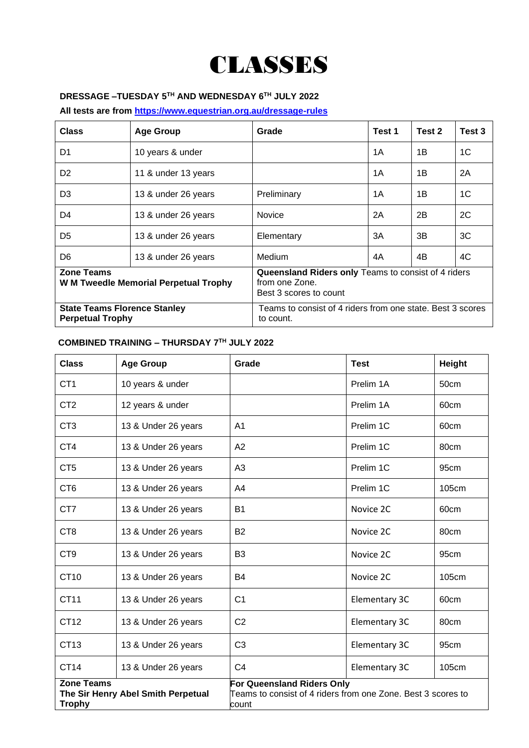# CLASSES

### DRESSAGE –TUESDAY 5TH AND WEDNESDAY 6TH JULY 2022

**All tests are from [https://www.equestrian.org.au/dressage-rules](https://www.equestrian.org.au/dressage-rules)**

| Class | Age Group | Grade | Test 1 | Test 2 | Test 3 |
|---|---|---|---|---|---|
| D1 | 10 years & under | | 1A | 1B | 1C |
| D2 | 11 & under 13 years | | 1A | 1B | 2A |
| D3 | 13 & under 26 years | Preliminary | 1A | 1B | 1C |
| D4 | 13 & under 26 years | Novice | 2A | 2B | 2C |
| D5 | 13 & under 26 years | Elementary | 3A | 3B | 3C |
| D6 | 13 & under 26 years | Medium | 4A | 4B | 4C |
| **Zone Teams W M Tweedle Memorial Perpetual Trophy** | | **Queensland Riders only** Teams to consist of 4 riders from one Zone. Best 3 scores to count | | | |
| **State Teams Florence Stanley Perpetual Trophy** | | Teams to consist of 4 riders from one state. Best 3 scores to count. | | | |

### COMBINED TRAINING – THURSDAY 7TH JULY 2022

| Class | Age Group | Grade | Test | Height |
|---|---|---|---|---|
| CT1 | 10 years & under | | Prelim 1A | 50cm |
| CT2 | 12 years & under | | Prelim 1A | 60cm |
| CT3 | 13 & Under 26 years | A1 | Prelim 1C | 60cm |
| CT4 | 13 & Under 26 years | A2 | Prelim 1C | 80cm |
| CT5 | 13 & Under 26 years | A3 | Prelim 1C | 95cm |
| CT6 | 13 & Under 26 years | A4 | Prelim 1C | 105cm |
| CT7 | 13 & Under 26 years | B1 | Novice 2C | 60cm |
| CT8 | 13 & Under 26 years | B2 | Novice 2C | 80cm |
| CT9 | 13 & Under 26 years | B3 | Novice 2C | 95cm |
| CT10 | 13 & Under 26 years | B4 | Novice 2C | 105cm |
| CT11 | 13 & Under 26 years | C1 | Elementary 3C | 60cm |
| CT12 | 13 & Under 26 years | C2 | Elementary 3C | 80cm |
| CT13 | 13 & Under 26 years | C3 | Elementary 3C | 95cm |
| CT14 | 13 & Under 26 years | C4 | Elementary 3C | 105cm |
| **Zone Teams The Sir Henry Abel Smith Perpetual Trophy** | | **For Queensland Riders Only** Teams to consist of 4 riders from one Zone. Best 3 scores to count | | |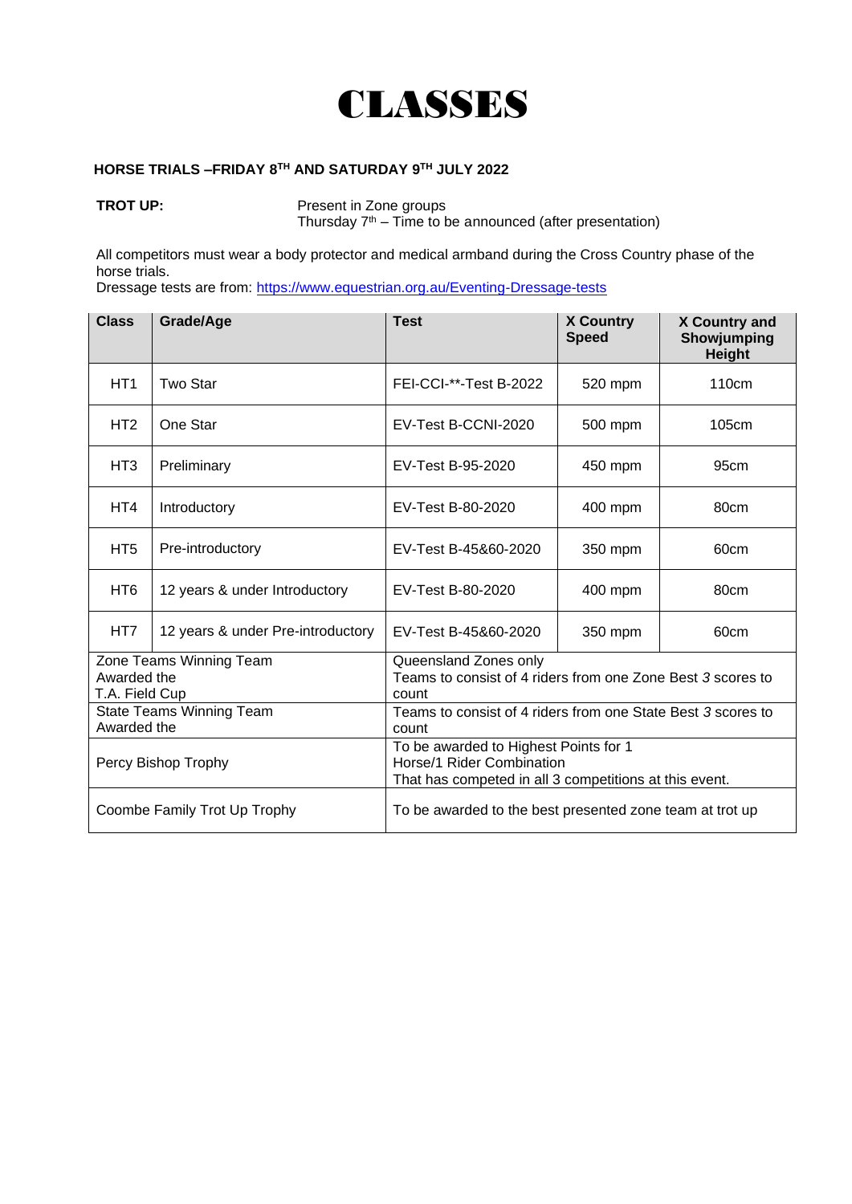# CLASSES

**HORSE TRIALS –FRIDAY 8TH AND SATURDAY 9TH JULY 2022**

**TROT UP:** Present in Zone groups
Thursday 7th – Time to be announced (after presentation)

All competitors must wear a body protector and medical armband during the Cross Country phase of the horse trials.
Dressage tests are from: https://www.equestrian.org.au/Eventing-Dressage-tests

| Class | Grade/Age | Test | X Country Speed | X Country and Showjumping Height |
|---|---|---|---|---|
| HT1 | Two Star | FEI-CCI-**-Test B-2022 | 520 mpm | 110cm |
| HT2 | One Star | EV-Test B-CCNI-2020 | 500 mpm | 105cm |
| HT3 | Preliminary | EV-Test B-95-2020 | 450 mpm | 95cm |
| HT4 | Introductory | EV-Test B-80-2020 | 400 mpm | 80cm |
| HT5 | Pre-introductory | EV-Test B-45&60-2020 | 350 mpm | 60cm |
| HT6 | 12 years & under Introductory | EV-Test B-80-2020 | 400 mpm | 80cm |
| HT7 | 12 years & under Pre-introductory | EV-Test B-45&60-2020 | 350 mpm | 60cm |
| Zone Teams Winning Team Awarded the T.A. Field Cup | | Queensland Zones only Teams to consist of 4 riders from one Zone Best *3* scores to count | | |
| State Teams Winning Team Awarded the | | Teams to consist of 4 riders from one State Best *3* scores to count | | |
| Percy Bishop Trophy | | To be awarded to Highest Points for 1 Horse/1 Rider Combination That has competed in all 3 competitions at this event. | | |
| Coombe Family Trot Up Trophy | | To be awarded to the best presented zone team at trot up | | |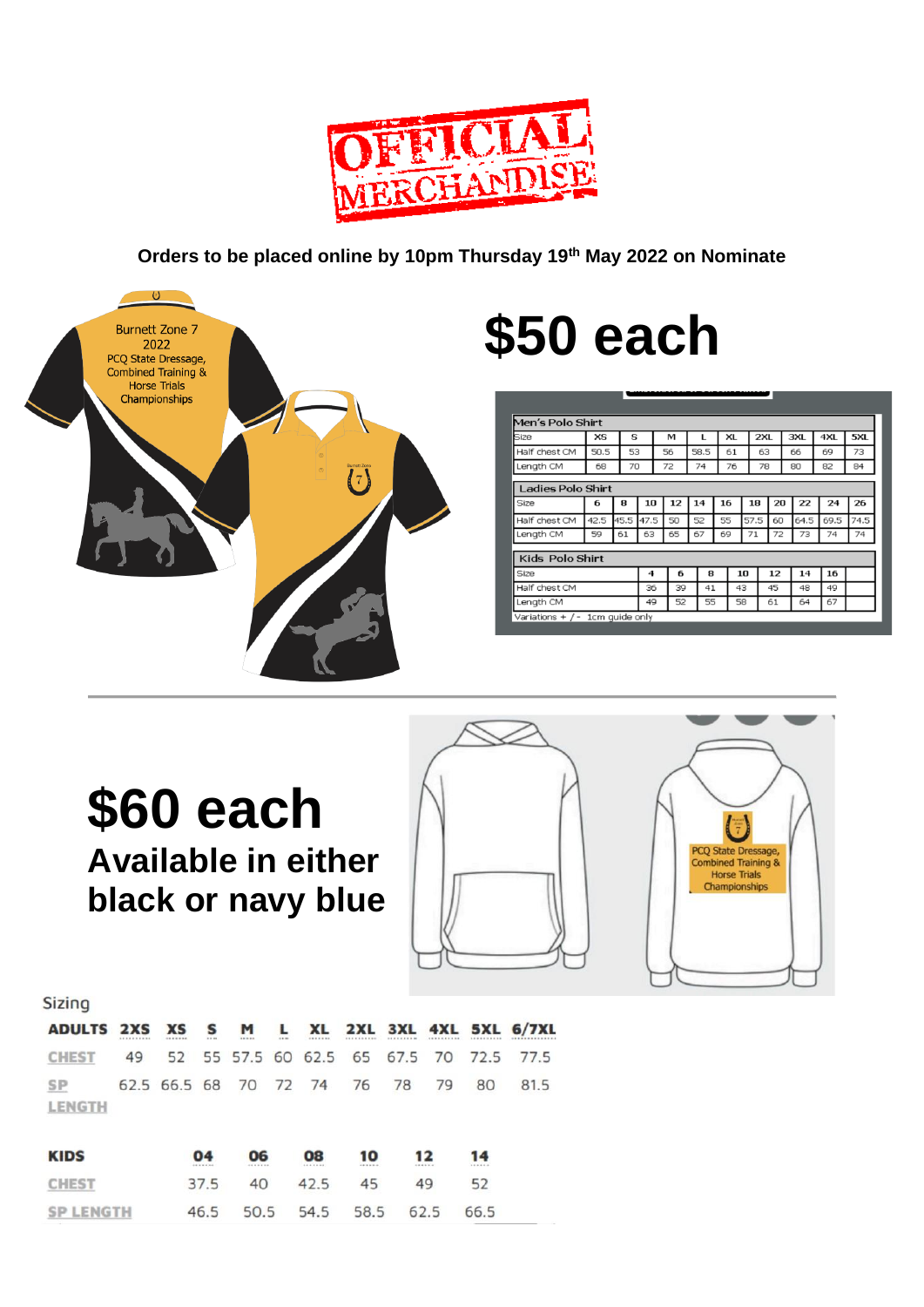# OFFICIAL MERCHANDISE

**Orders to be placed online by 10pm Thursday 19th May 2022 on Nominate**

Burnett Zone 7
2022
PCQ State Dressage, Combined Training & Horse Trials Championships

# $50 each

| Men's Polo Shirt | | | | | | | | | | |
|---|---|---|---|---|---|---|---|---|---|---|
| Size | XS | S | M | L | XL | 2XL | 3XL | 4XL | 5XL |
| Half chest CM | 50.5 | 53 | 56 | 58.5 | 61 | 63 | 66 | 69 | 73 |
| Length CM | 68 | 70 | 72 | 74 | 76 | 78 | 80 | 82 | 84 |

| Ladies Polo Shirt | | | | | | | | | | | |
|---|---|---|---|---|---|---|---|---|---|---|---|
| Size | 6 | 8 | 10 | 12 | 14 | 16 | 18 | 20 | 22 | 24 | 26 |
| Half chest CM | 42.5 | 45.5 | 47.5 | 50 | 52 | 55 | 57.5 | 60 | 64.5 | 69.5 | 74.5 |
| Length CM | 59 | 61 | 63 | 65 | 67 | 69 | 71 | 72 | 73 | 74 | 74 |

| Kids Polo Shirt | | | | | | | |
|---|---|---|---|---|---|---|---|
| Size | 4 | 6 | 8 | 10 | 12 | 14 | 16 |
| Half chest CM | 36 | 39 | 41 | 43 | 45 | 48 | 49 |
| Length CM | 49 | 52 | 55 | 58 | 61 | 64 | 67 |

Variations + / - 1cm guide only

---

# $60 each

## Available in either black or navy blue

PCQ State Dressage, Combined Training & Horse Trials Championships

Sizing

| ADULTS | 2XS | XS | S | M | L | XL | 2XL | 3XL | 4XL | 5XL | 6/7XL |
|---|---|---|---|---|---|---|---|---|---|---|---|
| CHEST | 49 | 52 | 55 | 57.5 | 60 | 62.5 | 65 | 67.5 | 70 | 72.5 | 77.5 |
| SP LENGTH | 62.5 | 66.5 | 68 | 70 | 72 | 74 | 76 | 78 | 79 | 80 | 81.5 |

| KIDS | 04 | 06 | 08 | 10 | 12 | 14 |
|---|---|---|---|---|---|---|
| CHEST | 37.5 | 40 | 42.5 | 45 | 49 | 52 |
| SP LENGTH | 46.5 | 50.5 | 54.5 | 58.5 | 62.5 | 66.5 |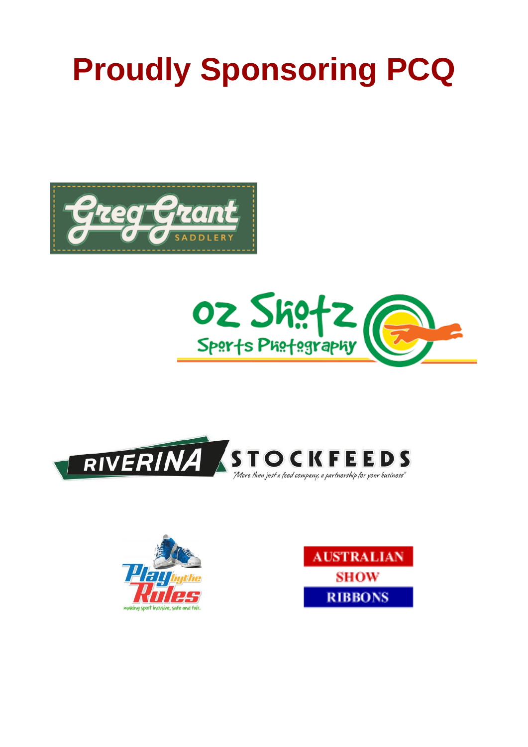# Proudly Sponsoring PCQ

Greg Grant SADDLERY

oz Shotz Sports Photography

RIVERINA STOCKFEEDS
"More than just a feed company, a partnership for your business"

Play by the Rules
making sport inclusive, safe and fair.

AUSTRALIAN SHOW RIBBONS